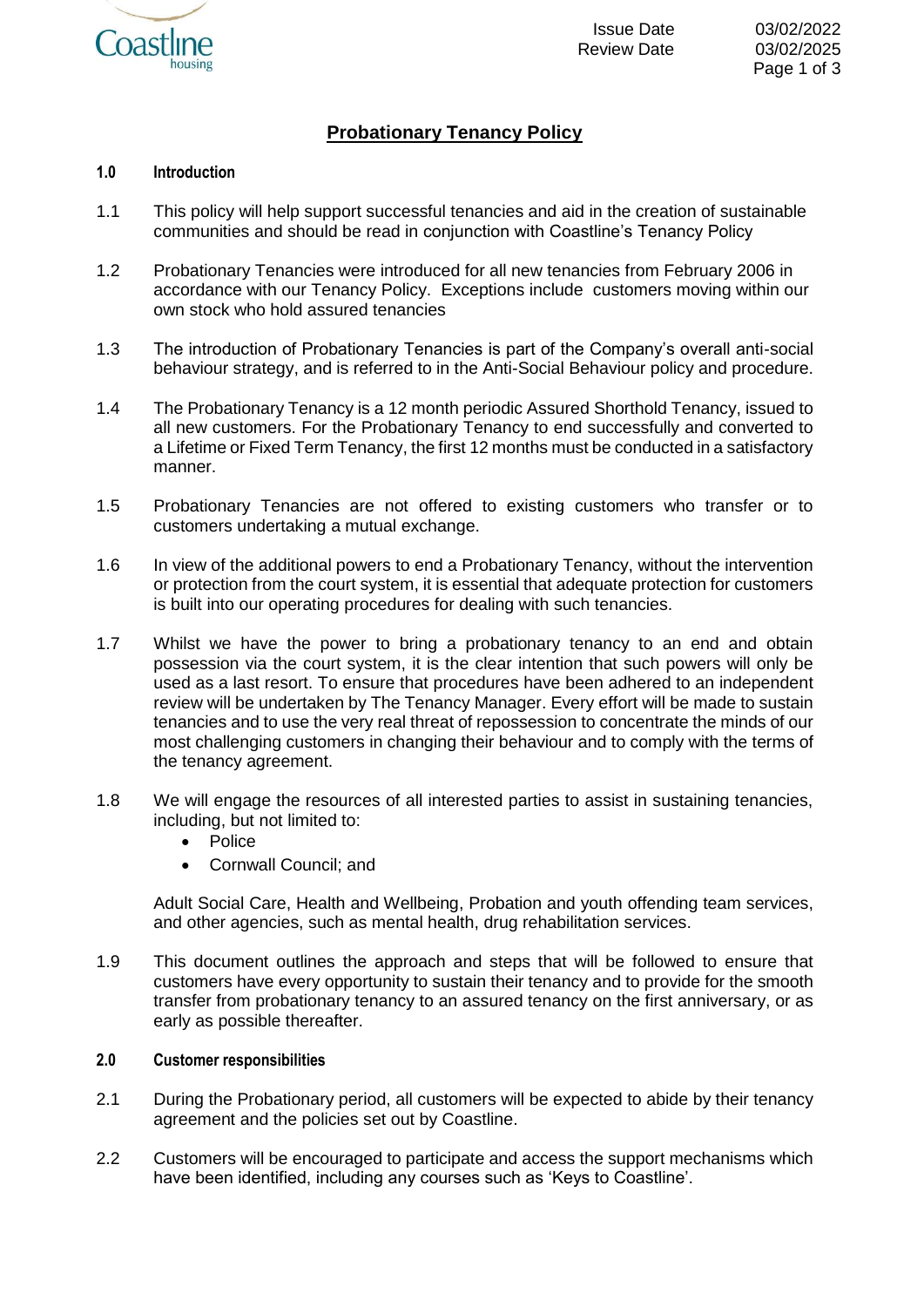# Probationary Tenancy Policy

## 1.0 Introduction

1.1 This policy will help support successful tenancies and aid in the creation of sustainable communities and should be read in conjunction with Coastline's Tenancy Policy

1.2 Probationary Tenancies were introduced for all new tenancies from February 2006 in accordance with our Tenancy Policy. Exceptions include customers moving within our own stock who hold assured tenancies

1.3 The introduction of Probationary Tenancies is part of the Company's overall anti-social behaviour strategy, and is referred to in the Anti-Social Behaviour policy and procedure.

1.4 The Probationary Tenancy is a 12 month periodic Assured Shorthold Tenancy, issued to all new customers. For the Probationary Tenancy to end successfully and converted to a Lifetime or Fixed Term Tenancy, the first 12 months must be conducted in a satisfactory manner.

1.5 Probationary Tenancies are not offered to existing customers who transfer or to customers undertaking a mutual exchange.

1.6 In view of the additional powers to end a Probationary Tenancy, without the intervention or protection from the court system, it is essential that adequate protection for customers is built into our operating procedures for dealing with such tenancies.

1.7 Whilst we have the power to bring a probationary tenancy to an end and obtain possession via the court system, it is the clear intention that such powers will only be used as a last resort. To ensure that procedures have been adhered to an independent review will be undertaken by The Tenancy Manager. Every effort will be made to sustain tenancies and to use the very real threat of repossession to concentrate the minds of our most challenging customers in changing their behaviour and to comply with the terms of the tenancy agreement.

1.8 We will engage the resources of all interested parties to assist in sustaining tenancies, including, but not limited to:

- Police
- Cornwall Council; and

Adult Social Care, Health and Wellbeing, Probation and youth offending team services, and other agencies, such as mental health, drug rehabilitation services.

1.9 This document outlines the approach and steps that will be followed to ensure that customers have every opportunity to sustain their tenancy and to provide for the smooth transfer from probationary tenancy to an assured tenancy on the first anniversary, or as early as possible thereafter.

## 2.0 Customer responsibilities

2.1 During the Probationary period, all customers will be expected to abide by their tenancy agreement and the policies set out by Coastline.

2.2 Customers will be encouraged to participate and access the support mechanisms which have been identified, including any courses such as 'Keys to Coastline'.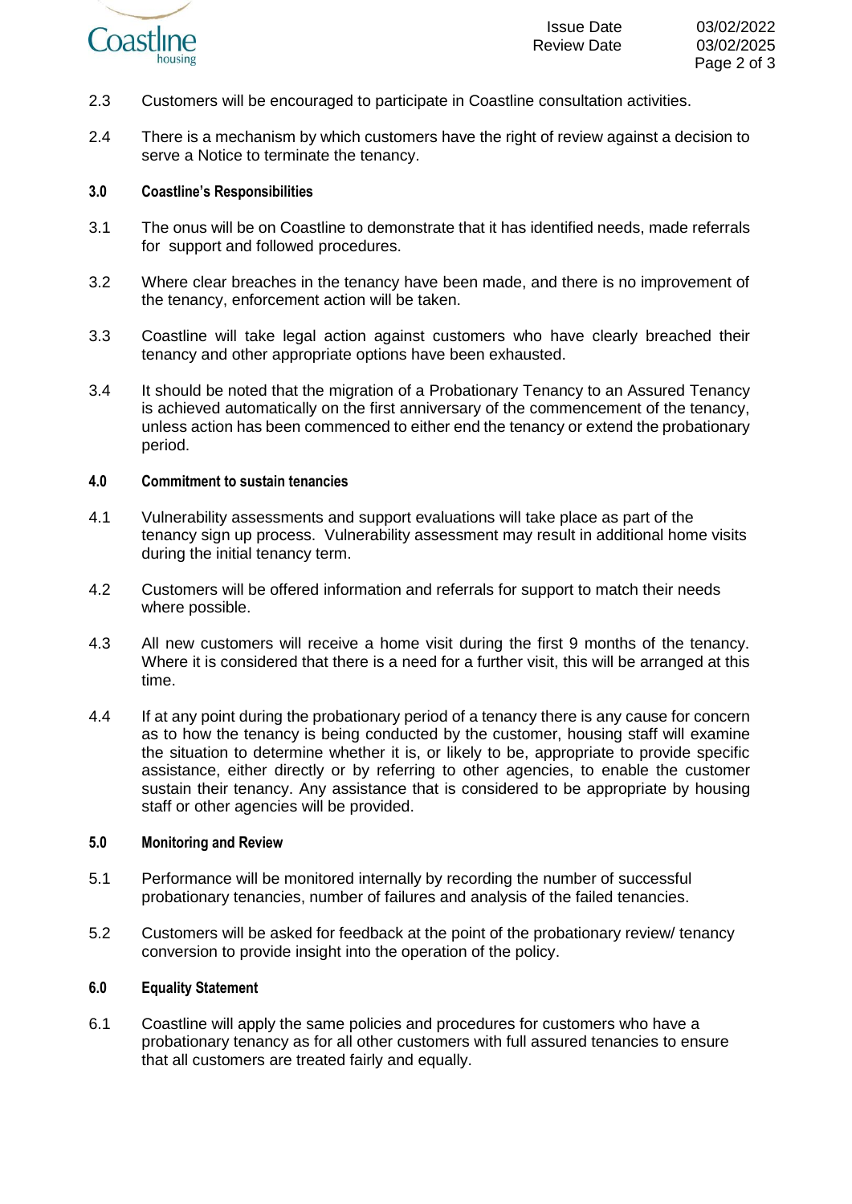2.3 Customers will be encouraged to participate in Coastline consultation activities.

2.4 There is a mechanism by which customers have the right of review against a decision to serve a Notice to terminate the tenancy.

### 3.0 Coastline's Responsibilities

3.1 The onus will be on Coastline to demonstrate that it has identified needs, made referrals for support and followed procedures.

3.2 Where clear breaches in the tenancy have been made, and there is no improvement of the tenancy, enforcement action will be taken.

3.3 Coastline will take legal action against customers who have clearly breached their tenancy and other appropriate options have been exhausted.

3.4 It should be noted that the migration of a Probationary Tenancy to an Assured Tenancy is achieved automatically on the first anniversary of the commencement of the tenancy, unless action has been commenced to either end the tenancy or extend the probationary period.

### 4.0 Commitment to sustain tenancies

4.1 Vulnerability assessments and support evaluations will take place as part of the tenancy sign up process. Vulnerability assessment may result in additional home visits during the initial tenancy term.

4.2 Customers will be offered information and referrals for support to match their needs where possible.

4.3 All new customers will receive a home visit during the first 9 months of the tenancy. Where it is considered that there is a need for a further visit, this will be arranged at this time.

4.4 If at any point during the probationary period of a tenancy there is any cause for concern as to how the tenancy is being conducted by the customer, housing staff will examine the situation to determine whether it is, or likely to be, appropriate to provide specific assistance, either directly or by referring to other agencies, to enable the customer sustain their tenancy. Any assistance that is considered to be appropriate by housing staff or other agencies will be provided.

### 5.0 Monitoring and Review

5.1 Performance will be monitored internally by recording the number of successful probationary tenancies, number of failures and analysis of the failed tenancies.

5.2 Customers will be asked for feedback at the point of the probationary review/ tenancy conversion to provide insight into the operation of the policy.

### 6.0 Equality Statement

6.1 Coastline will apply the same policies and procedures for customers who have a probationary tenancy as for all other customers with full assured tenancies to ensure that all customers are treated fairly and equally.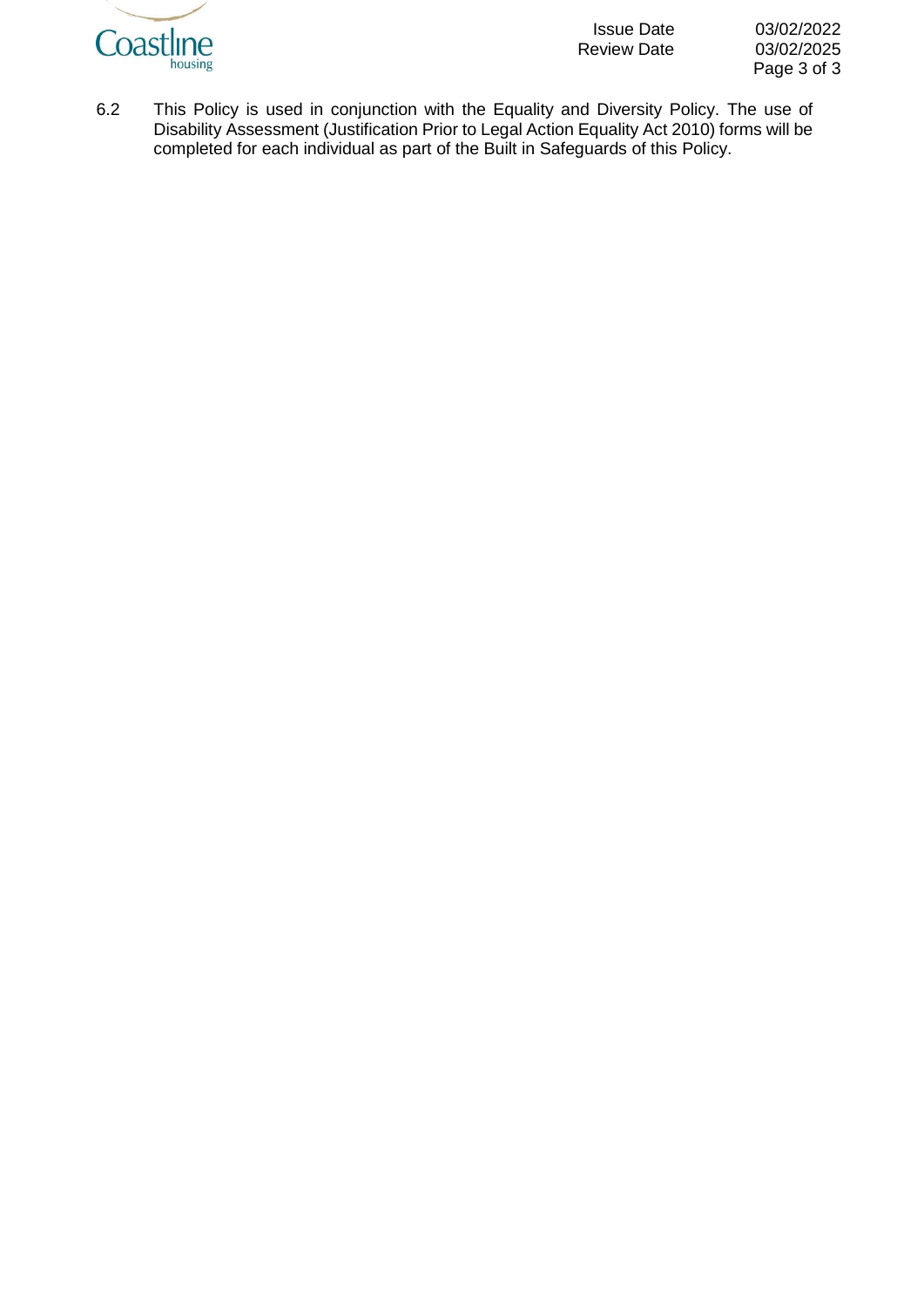6.2 This Policy is used in conjunction with the Equality and Diversity Policy. The use of Disability Assessment (Justification Prior to Legal Action Equality Act 2010) forms will be completed for each individual as part of the Built in Safeguards of this Policy.